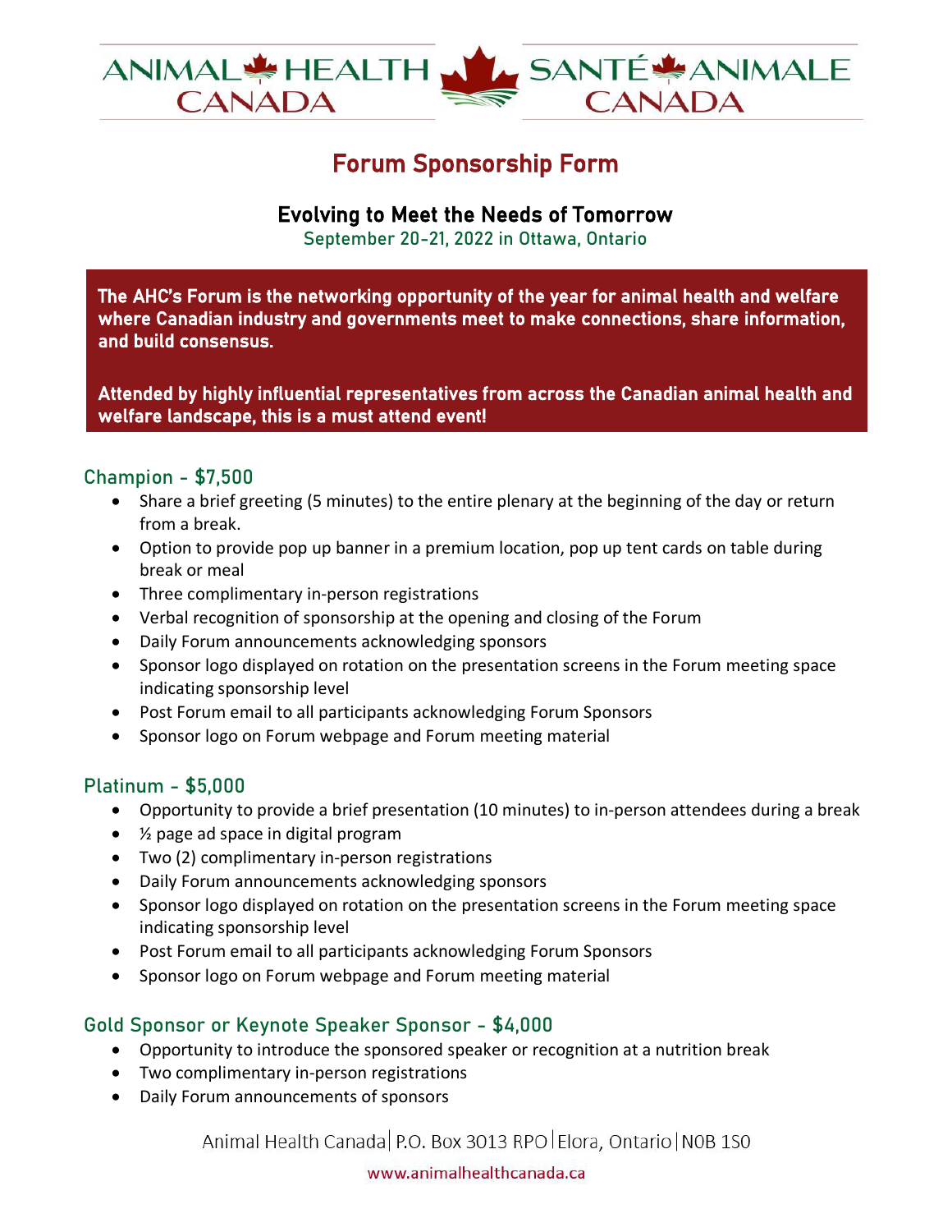ANIMAL HEALTH CANADA | SANTÉ ANIMALE CANADA

# Forum Sponsorship Form

## Evolving to Meet the Needs of Tomorrow

September 20-21, 2022 in Ottawa, Ontario

**The AHC's Forum is the networking opportunity of the year for animal health and welfare where Canadian industry and governments meet to make connections, share information, and build consensus.**

**Attended by highly influential representatives from across the Canadian animal health and welfare landscape, this is a must attend event!**

### Champion - $7,500

- Share a brief greeting (5 minutes) to the entire plenary at the beginning of the day or return from a break.
- Option to provide pop up banner in a premium location, pop up tent cards on table during break or meal
- Three complimentary in-person registrations
- Verbal recognition of sponsorship at the opening and closing of the Forum
- Daily Forum announcements acknowledging sponsors
- Sponsor logo displayed on rotation on the presentation screens in the Forum meeting space indicating sponsorship level
- Post Forum email to all participants acknowledging Forum Sponsors
- Sponsor logo on Forum webpage and Forum meeting material

### Platinum - $5,000

- Opportunity to provide a brief presentation (10 minutes) to in-person attendees during a break
- ½ page ad space in digital program
- Two (2) complimentary in-person registrations
- Daily Forum announcements acknowledging sponsors
- Sponsor logo displayed on rotation on the presentation screens in the Forum meeting space indicating sponsorship level
- Post Forum email to all participants acknowledging Forum Sponsors
- Sponsor logo on Forum webpage and Forum meeting material

### Gold Sponsor or Keynote Speaker Sponsor - $4,000

- Opportunity to introduce the sponsored speaker or recognition at a nutrition break
- Two complimentary in-person registrations
- Daily Forum announcements of sponsors

Animal Health Canada | P.O. Box 3013 RPO | Elora, Ontario | N0B 1S0

www.animalhealthcanada.ca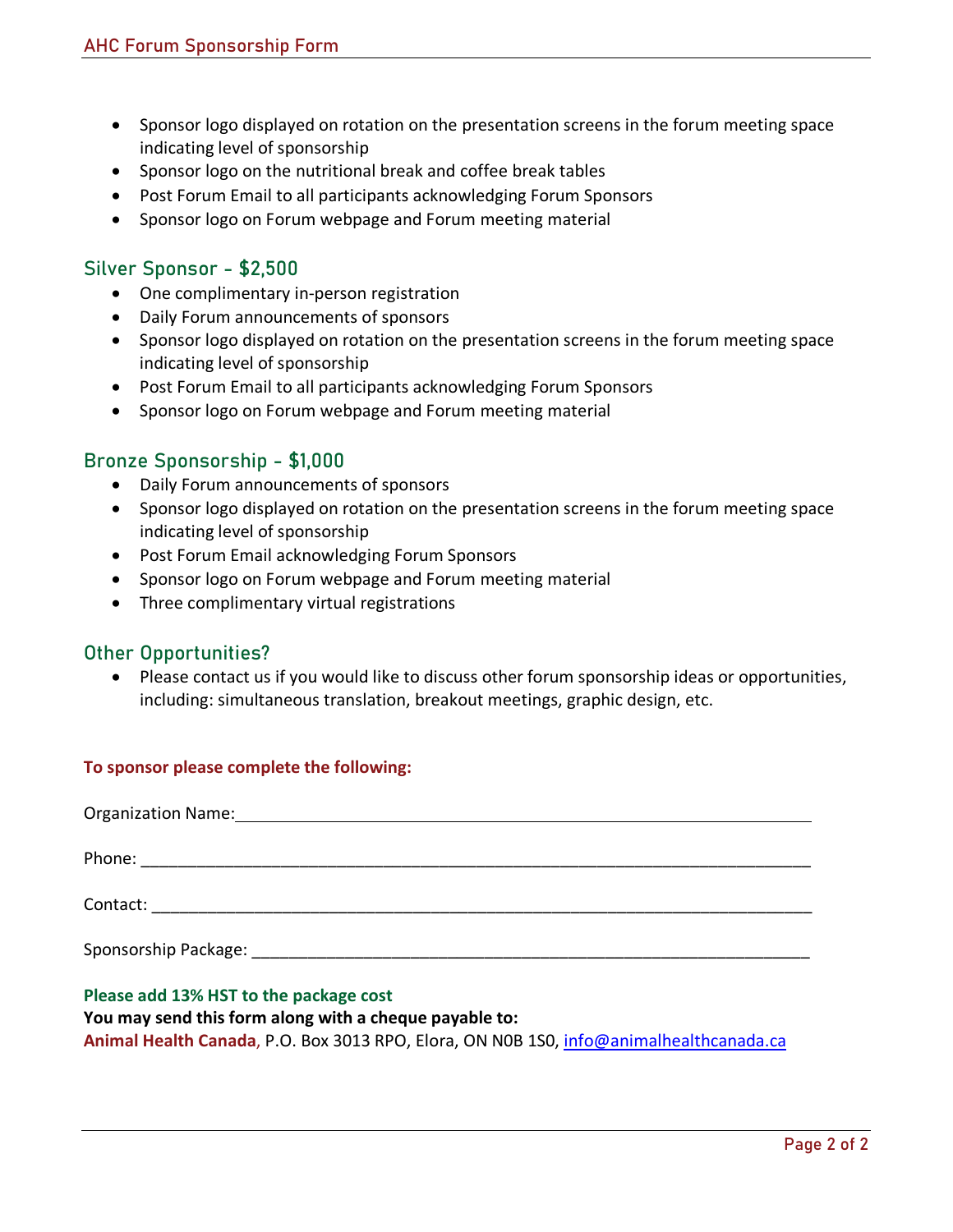- Sponsor logo displayed on rotation on the presentation screens in the forum meeting space indicating level of sponsorship
- Sponsor logo on the nutritional break and coffee break tables
- Post Forum Email to all participants acknowledging Forum Sponsors
- Sponsor logo on Forum webpage and Forum meeting material

## Silver Sponsor - $2,500

- One complimentary in-person registration
- Daily Forum announcements of sponsors
- Sponsor logo displayed on rotation on the presentation screens in the forum meeting space indicating level of sponsorship
- Post Forum Email to all participants acknowledging Forum Sponsors
- Sponsor logo on Forum webpage and Forum meeting material

## Bronze Sponsorship - $1,000

- Daily Forum announcements of sponsors
- Sponsor logo displayed on rotation on the presentation screens in the forum meeting space indicating level of sponsorship
- Post Forum Email acknowledging Forum Sponsors
- Sponsor logo on Forum webpage and Forum meeting material
- Three complimentary virtual registrations

## Other Opportunities?

- Please contact us if you would like to discuss other forum sponsorship ideas or opportunities, including: simultaneous translation, breakout meetings, graphic design, etc.

**To sponsor please complete the following:**

Organization Name:\_\_\_\_\_\_\_\_\_\_\_\_\_\_\_\_\_\_\_\_\_\_\_\_\_\_\_\_\_\_\_\_\_\_\_\_\_\_\_\_\_\_\_\_\_\_\_\_\_\_\_\_\_\_\_\_\_\_\_\_\_\_

Phone: \_\_\_\_\_\_\_\_\_\_\_\_\_\_\_\_\_\_\_\_\_\_\_\_\_\_\_\_\_\_\_\_\_\_\_\_\_\_\_\_\_\_\_\_\_\_\_\_\_\_\_\_\_\_\_\_\_\_\_\_\_\_\_\_\_\_\_\_\_\_\_\_

Contact: \_\_\_\_\_\_\_\_\_\_\_\_\_\_\_\_\_\_\_\_\_\_\_\_\_\_\_\_\_\_\_\_\_\_\_\_\_\_\_\_\_\_\_\_\_\_\_\_\_\_\_\_\_\_\_\_\_\_\_\_\_\_\_\_\_\_\_\_\_\_\_

Sponsorship Package: \_\_\_\_\_\_\_\_\_\_\_\_\_\_\_\_\_\_\_\_\_\_\_\_\_\_\_\_\_\_\_\_\_\_\_\_\_\_\_\_\_\_\_\_\_\_\_\_\_\_\_\_\_\_\_\_\_\_\_\_\_

**Please add 13% HST to the package cost**
**You may send this form along with a cheque payable to:**
**Animal Health Canada**, P.O. Box 3013 RPO, Elora, ON N0B 1S0, info@animalhealthcanada.ca